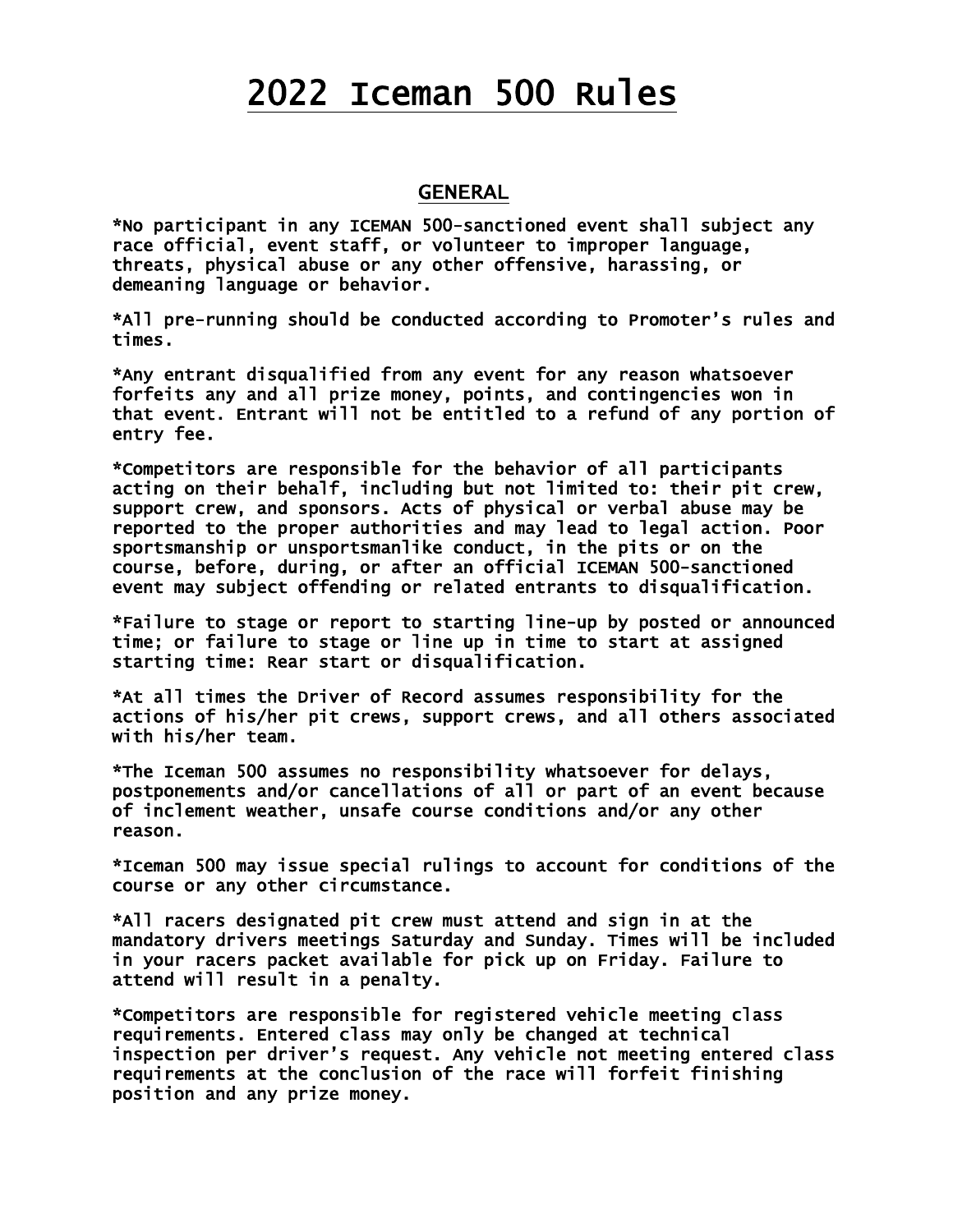# 2022 Iceman 500 Rules

## GENERAL

*No participant in any ICEMAN 500-sanctioned event shall subject any race official, event staff, or volunteer to improper language, threats, physical abuse or any other offensive, harassing, or demeaning language or behavior.

*All pre-running should be conducted according to Promoter's rules and times.

*Any entrant disqualified from any event for any reason whatsoever forfeits any and all prize money, points, and contingencies won in that event. Entrant will not be entitled to a refund of any portion of entry fee.

*Competitors are responsible for the behavior of all participants acting on their behalf, including but not limited to: their pit crew, support crew, and sponsors. Acts of physical or verbal abuse may be reported to the proper authorities and may lead to legal action. Poor sportsmanship or unsportsmanlike conduct, in the pits or on the course, before, during, or after an official ICEMAN 500-sanctioned event may subject offending or related entrants to disqualification.

*Failure to stage or report to starting line-up by posted or announced time; or failure to stage or line up in time to start at assigned starting time: Rear start or disqualification.

*At all times the Driver of Record assumes responsibility for the actions of his/her pit crews, support crews, and all others associated with his/her team.

*The Iceman 500 assumes no responsibility whatsoever for delays, postponements and/or cancellations of all or part of an event because of inclement weather, unsafe course conditions and/or any other reason.

*Iceman 500 may issue special rulings to account for conditions of the course or any other circumstance.

*All racers designated pit crew must attend and sign in at the mandatory drivers meetings Saturday and Sunday. Times will be included in your racers packet available for pick up on Friday. Failure to attend will result in a penalty.

*Competitors are responsible for registered vehicle meeting class requirements. Entered class may only be changed at technical inspection per driver's request. Any vehicle not meeting entered class requirements at the conclusion of the race will forfeit finishing position and any prize money.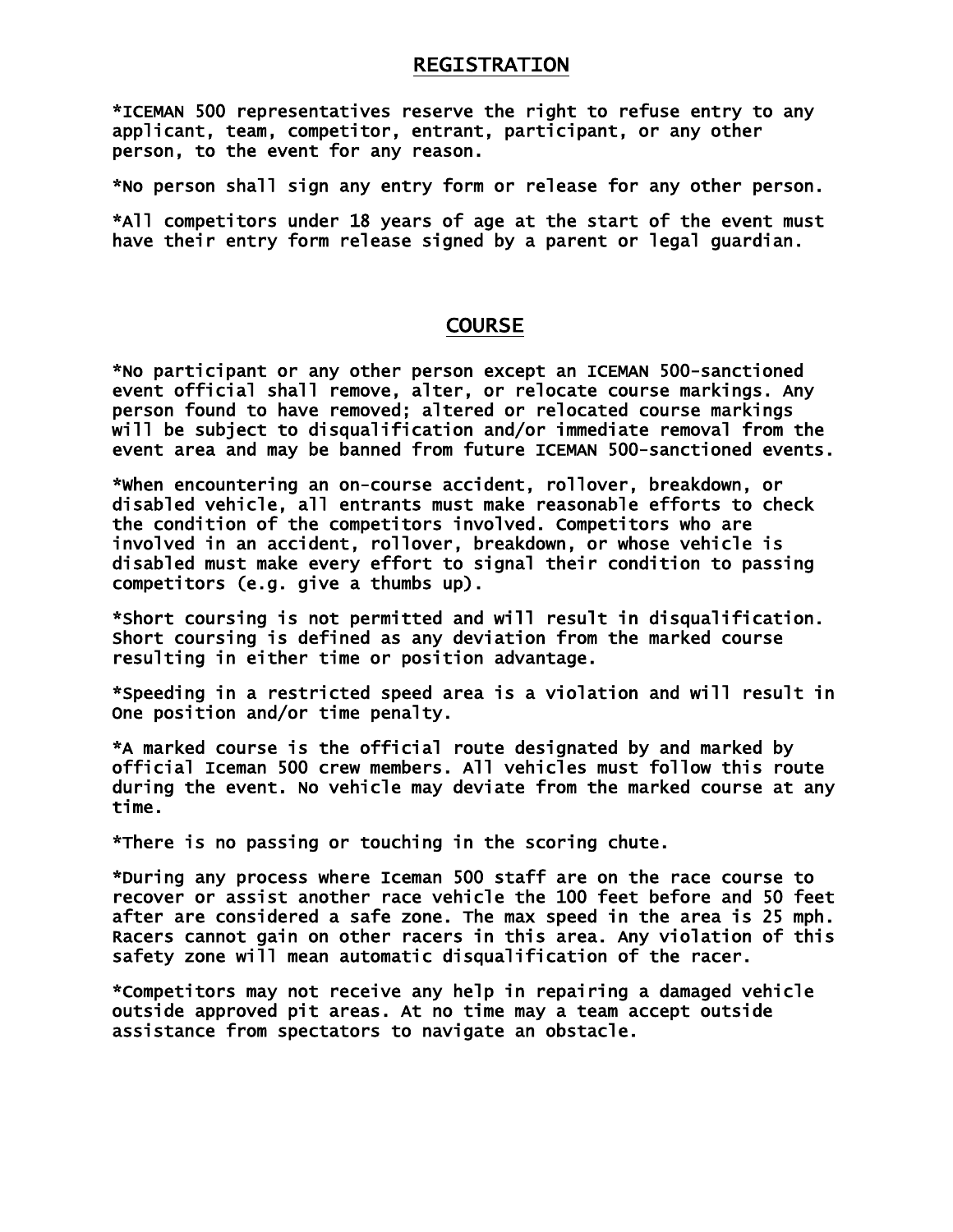## REGISTRATION

*ICEMAN 500 representatives reserve the right to refuse entry to any applicant, team, competitor, entrant, participant, or any other person, to the event for any reason.

*No person shall sign any entry form or release for any other person.

*All competitors under 18 years of age at the start of the event must have their entry form release signed by a parent or legal guardian.

## COURSE

*No participant or any other person except an ICEMAN 500-sanctioned event official shall remove, alter, or relocate course markings. Any person found to have removed; altered or relocated course markings will be subject to disqualification and/or immediate removal from the event area and may be banned from future ICEMAN 500-sanctioned events.

*When encountering an on-course accident, rollover, breakdown, or disabled vehicle, all entrants must make reasonable efforts to check the condition of the competitors involved. Competitors who are involved in an accident, rollover, breakdown, or whose vehicle is disabled must make every effort to signal their condition to passing competitors (e.g. give a thumbs up).

*Short coursing is not permitted and will result in disqualification. Short coursing is defined as any deviation from the marked course resulting in either time or position advantage.

*Speeding in a restricted speed area is a violation and will result in One position and/or time penalty.

*A marked course is the official route designated by and marked by official Iceman 500 crew members. All vehicles must follow this route during the event. No vehicle may deviate from the marked course at any time.

*There is no passing or touching in the scoring chute.

*During any process where Iceman 500 staff are on the race course to recover or assist another race vehicle the 100 feet before and 50 feet after are considered a safe zone. The max speed in the area is 25 mph. Racers cannot gain on other racers in this area. Any violation of this safety zone will mean automatic disqualification of the racer.

*Competitors may not receive any help in repairing a damaged vehicle outside approved pit areas. At no time may a team accept outside assistance from spectators to navigate an obstacle.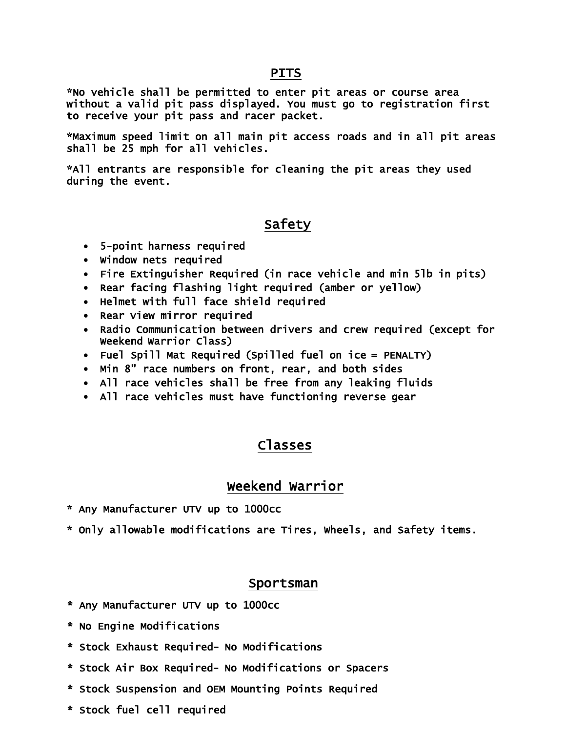## PITS

*No vehicle shall be permitted to enter pit areas or course area without a valid pit pass displayed. You must go to registration first to receive your pit pass and racer packet.

*Maximum speed limit on all main pit access roads and in all pit areas shall be 25 mph for all vehicles.

*All entrants are responsible for cleaning the pit areas they used during the event.

## Safety

- 5-point harness required
- Window nets required
- Fire Extinguisher Required (in race vehicle and min 5lb in pits)
- Rear facing flashing light required (amber or yellow)
- Helmet with full face shield required
- Rear view mirror required
- Radio Communication between drivers and crew required (except for Weekend Warrior Class)
- Fuel Spill Mat Required (Spilled fuel on ice = PENALTY)
- Min 8" race numbers on front, rear, and both sides
- All race vehicles shall be free from any leaking fluids
- All race vehicles must have functioning reverse gear

## Classes

### Weekend Warrior

* Any Manufacturer UTV up to 1000cc

* Only allowable modifications are Tires, Wheels, and Safety items.

### Sportsman

* Any Manufacturer UTV up to 1000cc

* No Engine Modifications

* Stock Exhaust Required- No Modifications

* Stock Air Box Required- No Modifications or Spacers

* Stock Suspension and OEM Mounting Points Required

* Stock fuel cell required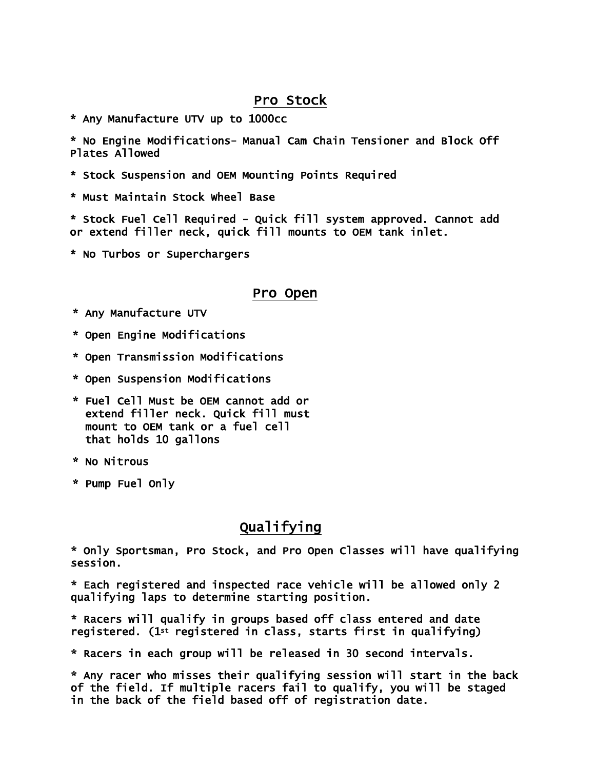## Pro Stock

* Any Manufacture UTV up to 1000cc

* No Engine Modifications- Manual Cam Chain Tensioner and Block Off Plates Allowed

* Stock Suspension and OEM Mounting Points Required

* Must Maintain Stock Wheel Base

* Stock Fuel Cell Required - Quick fill system approved. Cannot add or extend filler neck, quick fill mounts to OEM tank inlet.

* No Turbos or Superchargers

## Pro Open

* Any Manufacture UTV

* Open Engine Modifications

* Open Transmission Modifications

* Open Suspension Modifications

* Fuel Cell Must be OEM cannot add or extend filler neck. Quick fill must mount to OEM tank or a fuel cell that holds 10 gallons

* No Nitrous

* Pump Fuel Only

## Qualifying

* Only Sportsman, Pro Stock, and Pro Open Classes will have qualifying session.

* Each registered and inspected race vehicle will be allowed only 2 qualifying laps to determine starting position.

* Racers will qualify in groups based off class entered and date registered. (1st registered in class, starts first in qualifying)

* Racers in each group will be released in 30 second intervals.

* Any racer who misses their qualifying session will start in the back of the field. If multiple racers fail to qualify, you will be staged in the back of the field based off of registration date.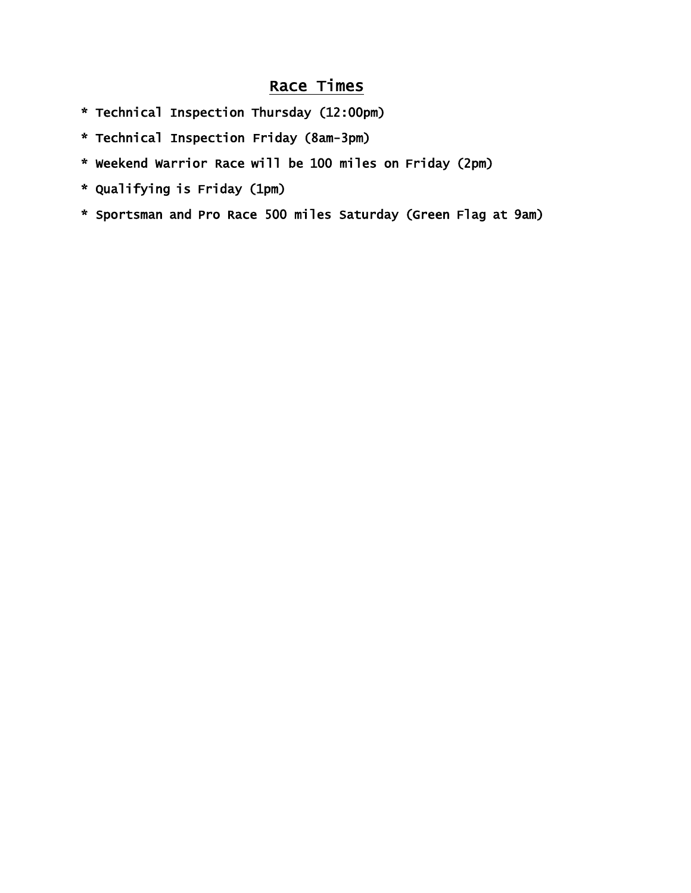## Race Times

* Technical Inspection Thursday (12:00pm)
* Technical Inspection Friday (8am-3pm)
* Weekend Warrior Race will be 100 miles on Friday (2pm)
* Qualifying is Friday (1pm)
* Sportsman and Pro Race 500 miles Saturday (Green Flag at 9am)